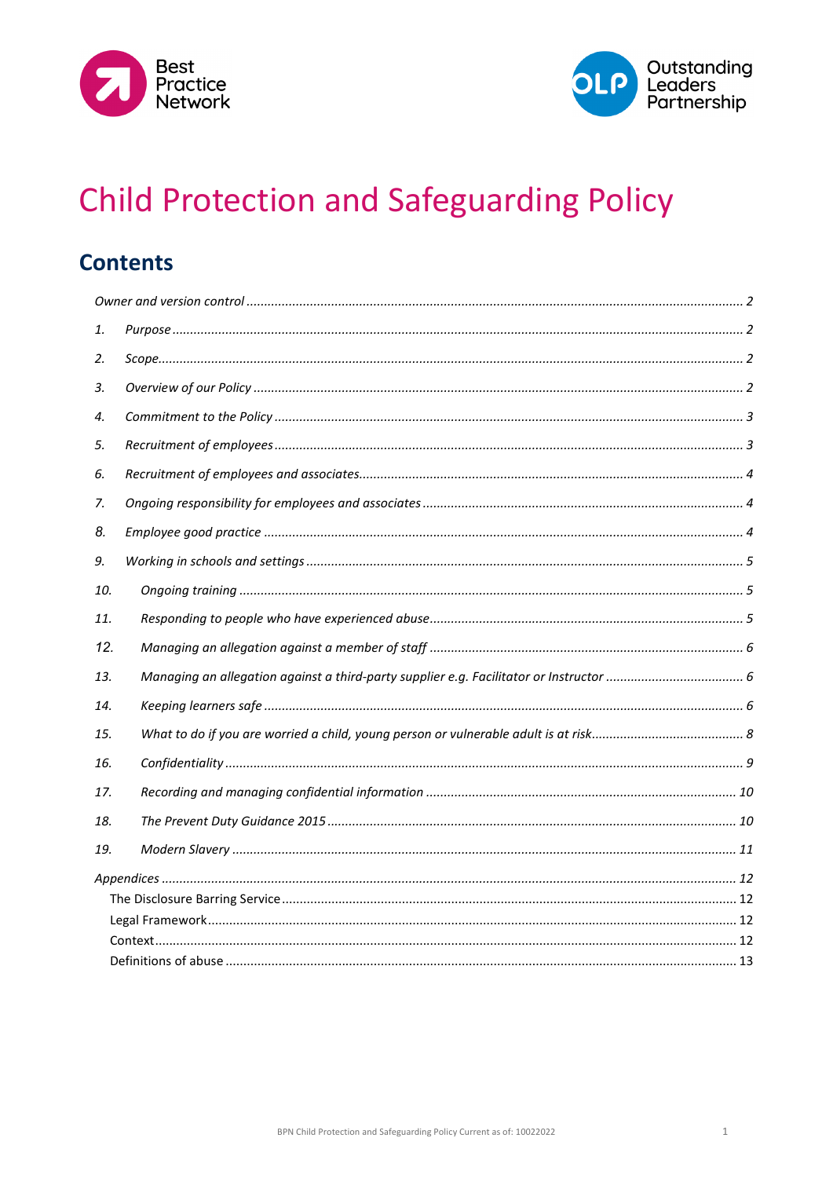# Child Protection and Safeguarding Policy

## Contents

*Owner and version control* ........ 2

1. *Purpose* ........ 2
2. *Scope* ........ 2
3. *Overview of our Policy* ........ 2
4. *Commitment to the Policy* ........ 3
5. *Recruitment of employees* ........ 3
6. *Recruitment of employees and associates* ........ 4
7. *Ongoing responsibility for employees and associates* ........ 4
8. *Employee good practice* ........ 4
9. *Working in schools and settings* ........ 5
10. *Ongoing training* ........ 5
11. *Responding to people who have experienced abuse* ........ 5
12. *Managing an allegation against a member of staff* ........ 6
13. *Managing an allegation against a third-party supplier e.g. Facilitator or Instructor* ........ 6
14. *Keeping learners safe* ........ 6
15. *What to do if you are worried a child, young person or vulnerable adult is at risk* ........ 8
16. *Confidentiality* ........ 9
17. *Recording and managing confidential information* ........ 10
18. *The Prevent Duty Guidance 2015* ........ 10
19. *Modern Slavery* ........ 11

*Appendices* ........ 12

- The Disclosure Barring Service ........ 12
- Legal Framework ........ 12
- Context ........ 12
- Definitions of abuse ........ 13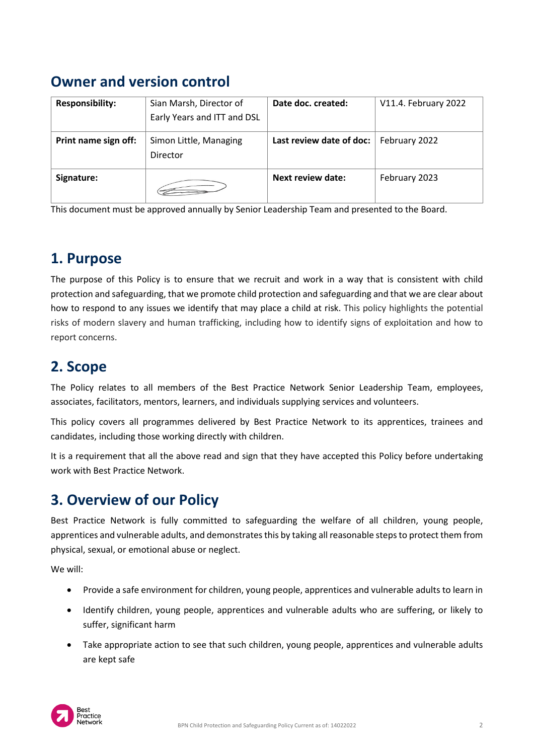## Owner and version control

| **Responsibility:** | Sian Marsh, Director of Early Years and ITT and DSL | **Date doc. created:** | V11.4. February 2022 |
|---|---|---|---|
| **Print name sign off:** | Simon Little, Managing Director | **Last review date of doc:** | February 2022 |
| **Signature:** | | **Next review date:** | February 2023 |

This document must be approved annually by Senior Leadership Team and presented to the Board.

## 1. Purpose

The purpose of this Policy is to ensure that we recruit and work in a way that is consistent with child protection and safeguarding, that we promote child protection and safeguarding and that we are clear about how to respond to any issues we identify that may place a child at risk. This policy highlights the potential risks of modern slavery and human trafficking, including how to identify signs of exploitation and how to report concerns.

## 2. Scope

The Policy relates to all members of the Best Practice Network Senior Leadership Team, employees, associates, facilitators, mentors, learners, and individuals supplying services and volunteers.

This policy covers all programmes delivered by Best Practice Network to its apprentices, trainees and candidates, including those working directly with children.

It is a requirement that all the above read and sign that they have accepted this Policy before undertaking work with Best Practice Network.

## 3. Overview of our Policy

Best Practice Network is fully committed to safeguarding the welfare of all children, young people, apprentices and vulnerable adults, and demonstrates this by taking all reasonable steps to protect them from physical, sexual, or emotional abuse or neglect.

We will:

- Provide a safe environment for children, young people, apprentices and vulnerable adults to learn in
- Identify children, young people, apprentices and vulnerable adults who are suffering, or likely to suffer, significant harm
- Take appropriate action to see that such children, young people, apprentices and vulnerable adults are kept safe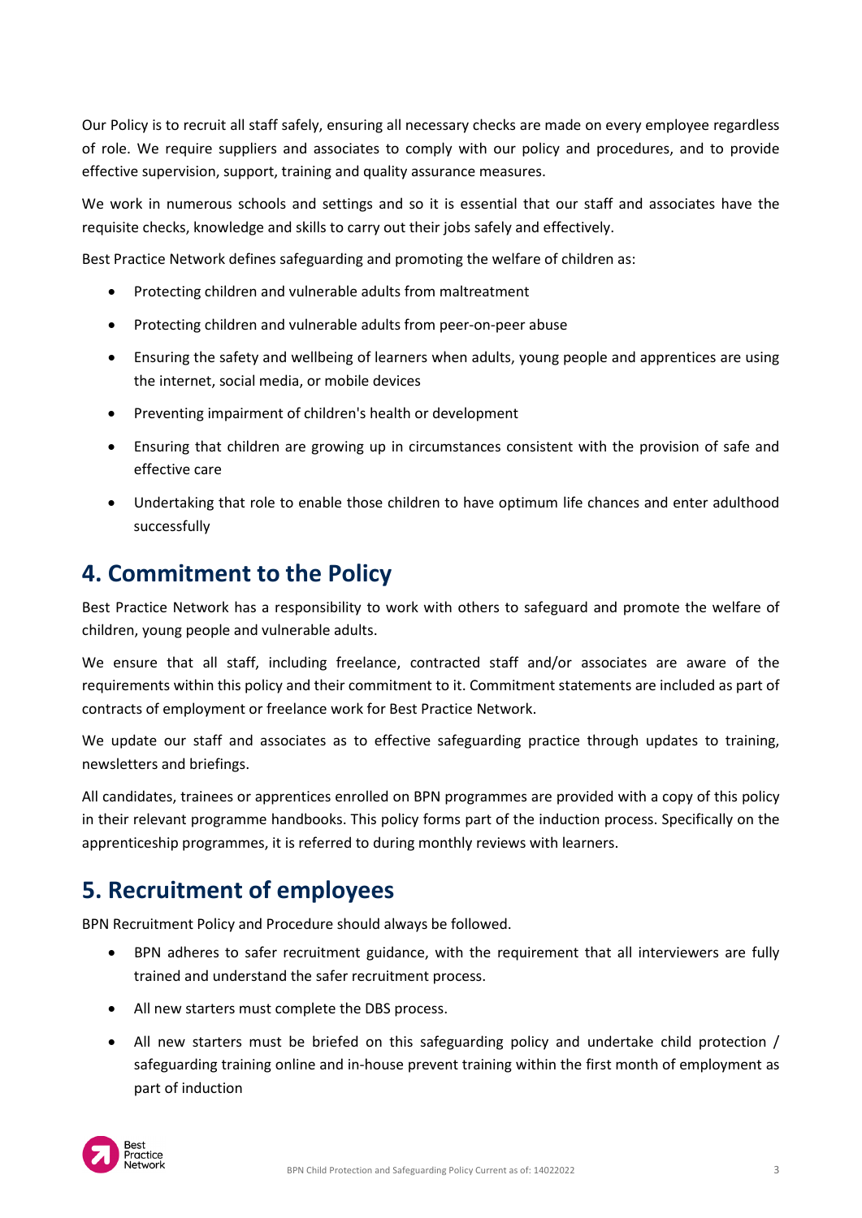Our Policy is to recruit all staff safely, ensuring all necessary checks are made on every employee regardless of role. We require suppliers and associates to comply with our policy and procedures, and to provide effective supervision, support, training and quality assurance measures.

We work in numerous schools and settings and so it is essential that our staff and associates have the requisite checks, knowledge and skills to carry out their jobs safely and effectively.

Best Practice Network defines safeguarding and promoting the welfare of children as:

- Protecting children and vulnerable adults from maltreatment
- Protecting children and vulnerable adults from peer-on-peer abuse
- Ensuring the safety and wellbeing of learners when adults, young people and apprentices are using the internet, social media, or mobile devices
- Preventing impairment of children's health or development
- Ensuring that children are growing up in circumstances consistent with the provision of safe and effective care
- Undertaking that role to enable those children to have optimum life chances and enter adulthood successfully

## 4. Commitment to the Policy

Best Practice Network has a responsibility to work with others to safeguard and promote the welfare of children, young people and vulnerable adults.

We ensure that all staff, including freelance, contracted staff and/or associates are aware of the requirements within this policy and their commitment to it. Commitment statements are included as part of contracts of employment or freelance work for Best Practice Network.

We update our staff and associates as to effective safeguarding practice through updates to training, newsletters and briefings.

All candidates, trainees or apprentices enrolled on BPN programmes are provided with a copy of this policy in their relevant programme handbooks. This policy forms part of the induction process. Specifically on the apprenticeship programmes, it is referred to during monthly reviews with learners.

## 5. Recruitment of employees

BPN Recruitment Policy and Procedure should always be followed.

- BPN adheres to safer recruitment guidance, with the requirement that all interviewers are fully trained and understand the safer recruitment process.
- All new starters must complete the DBS process.
- All new starters must be briefed on this safeguarding policy and undertake child protection / safeguarding training online and in-house prevent training within the first month of employment as part of induction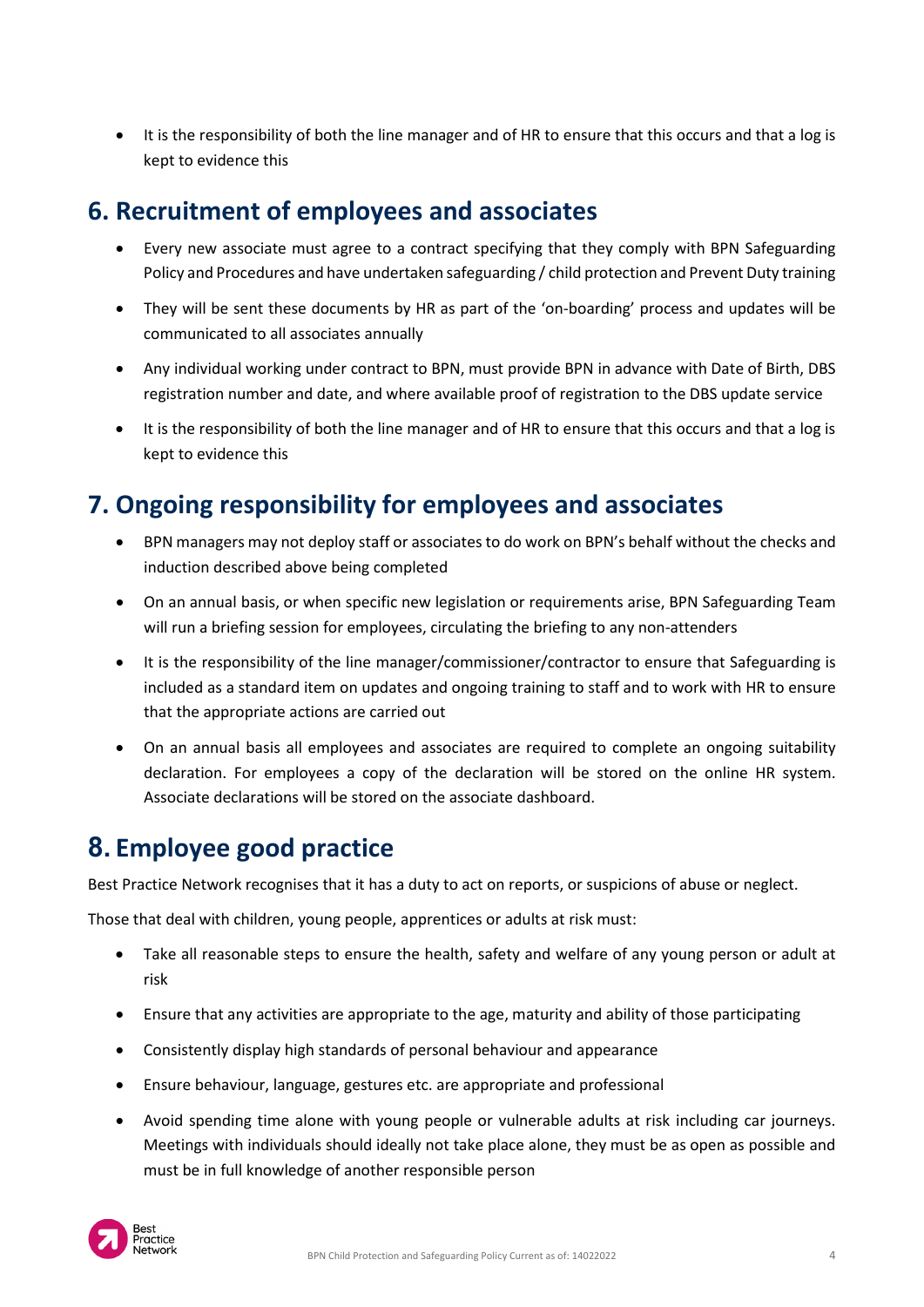- It is the responsibility of both the line manager and of HR to ensure that this occurs and that a log is kept to evidence this

## 6. Recruitment of employees and associates

- Every new associate must agree to a contract specifying that they comply with BPN Safeguarding Policy and Procedures and have undertaken safeguarding / child protection and Prevent Duty training
- They will be sent these documents by HR as part of the 'on-boarding' process and updates will be communicated to all associates annually
- Any individual working under contract to BPN, must provide BPN in advance with Date of Birth, DBS registration number and date, and where available proof of registration to the DBS update service
- It is the responsibility of both the line manager and of HR to ensure that this occurs and that a log is kept to evidence this

## 7. Ongoing responsibility for employees and associates

- BPN managers may not deploy staff or associates to do work on BPN's behalf without the checks and induction described above being completed
- On an annual basis, or when specific new legislation or requirements arise, BPN Safeguarding Team will run a briefing session for employees, circulating the briefing to any non-attenders
- It is the responsibility of the line manager/commissioner/contractor to ensure that Safeguarding is included as a standard item on updates and ongoing training to staff and to work with HR to ensure that the appropriate actions are carried out
- On an annual basis all employees and associates are required to complete an ongoing suitability declaration. For employees a copy of the declaration will be stored on the online HR system. Associate declarations will be stored on the associate dashboard.

## 8. Employee good practice

Best Practice Network recognises that it has a duty to act on reports, or suspicions of abuse or neglect.

Those that deal with children, young people, apprentices or adults at risk must:

- Take all reasonable steps to ensure the health, safety and welfare of any young person or adult at risk
- Ensure that any activities are appropriate to the age, maturity and ability of those participating
- Consistently display high standards of personal behaviour and appearance
- Ensure behaviour, language, gestures etc. are appropriate and professional
- Avoid spending time alone with young people or vulnerable adults at risk including car journeys. Meetings with individuals should ideally not take place alone, they must be as open as possible and must be in full knowledge of another responsible person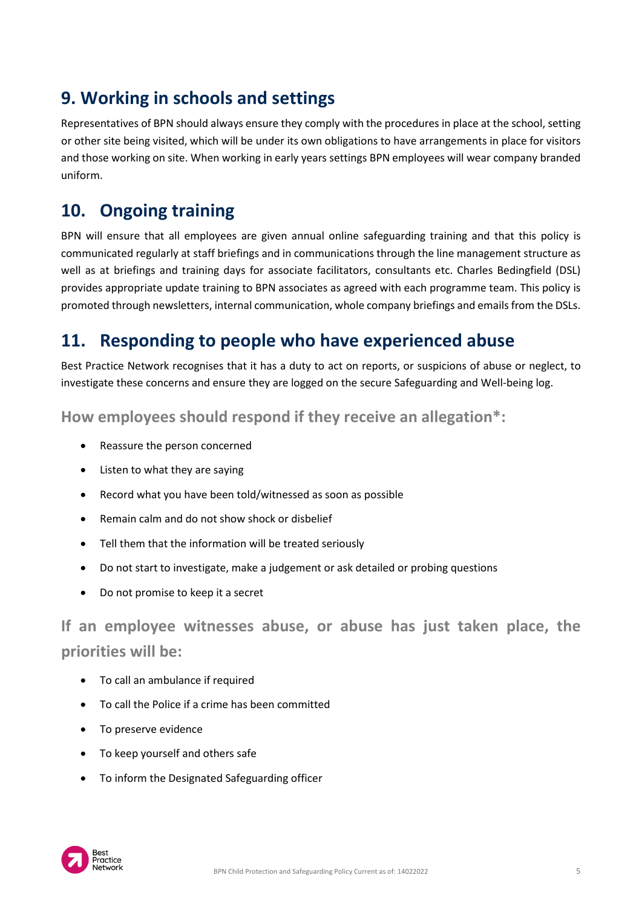## 9. Working in schools and settings

Representatives of BPN should always ensure they comply with the procedures in place at the school, setting or other site being visited, which will be under its own obligations to have arrangements in place for visitors and those working on site. When working in early years settings BPN employees will wear company branded uniform.

## 10. Ongoing training

BPN will ensure that all employees are given annual online safeguarding training and that this policy is communicated regularly at staff briefings and in communications through the line management structure as well as at briefings and training days for associate facilitators, consultants etc. Charles Bedingfield (DSL) provides appropriate update training to BPN associates as agreed with each programme team. This policy is promoted through newsletters, internal communication, whole company briefings and emails from the DSLs.

## 11. Responding to people who have experienced abuse

Best Practice Network recognises that it has a duty to act on reports, or suspicions of abuse or neglect, to investigate these concerns and ensure they are logged on the secure Safeguarding and Well-being log.

### How employees should respond if they receive an allegation*:

- Reassure the person concerned
- Listen to what they are saying
- Record what you have been told/witnessed as soon as possible
- Remain calm and do not show shock or disbelief
- Tell them that the information will be treated seriously
- Do not start to investigate, make a judgement or ask detailed or probing questions
- Do not promise to keep it a secret

### If an employee witnesses abuse, or abuse has just taken place, the priorities will be:

- To call an ambulance if required
- To call the Police if a crime has been committed
- To preserve evidence
- To keep yourself and others safe
- To inform the Designated Safeguarding officer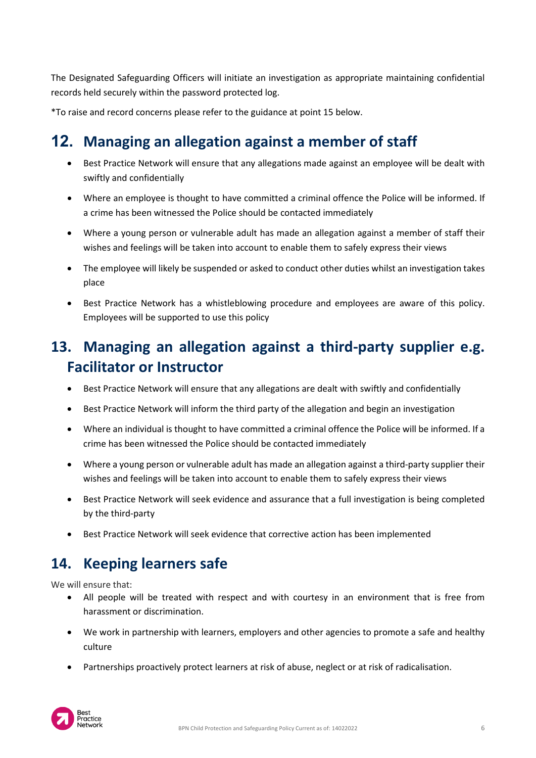The Designated Safeguarding Officers will initiate an investigation as appropriate maintaining confidential records held securely within the password protected log.

*To raise and record concerns please refer to the guidance at point 15 below.

## 12. Managing an allegation against a member of staff

- Best Practice Network will ensure that any allegations made against an employee will be dealt with swiftly and confidentially
- Where an employee is thought to have committed a criminal offence the Police will be informed. If a crime has been witnessed the Police should be contacted immediately
- Where a young person or vulnerable adult has made an allegation against a member of staff their wishes and feelings will be taken into account to enable them to safely express their views
- The employee will likely be suspended or asked to conduct other duties whilst an investigation takes place
- Best Practice Network has a whistleblowing procedure and employees are aware of this policy. Employees will be supported to use this policy

## 13. Managing an allegation against a third-party supplier e.g. Facilitator or Instructor

- Best Practice Network will ensure that any allegations are dealt with swiftly and confidentially
- Best Practice Network will inform the third party of the allegation and begin an investigation
- Where an individual is thought to have committed a criminal offence the Police will be informed. If a crime has been witnessed the Police should be contacted immediately
- Where a young person or vulnerable adult has made an allegation against a third-party supplier their wishes and feelings will be taken into account to enable them to safely express their views
- Best Practice Network will seek evidence and assurance that a full investigation is being completed by the third-party
- Best Practice Network will seek evidence that corrective action has been implemented

## 14. Keeping learners safe

We will ensure that:

- All people will be treated with respect and with courtesy in an environment that is free from harassment or discrimination.
- We work in partnership with learners, employers and other agencies to promote a safe and healthy culture
- Partnerships proactively protect learners at risk of abuse, neglect or at risk of radicalisation.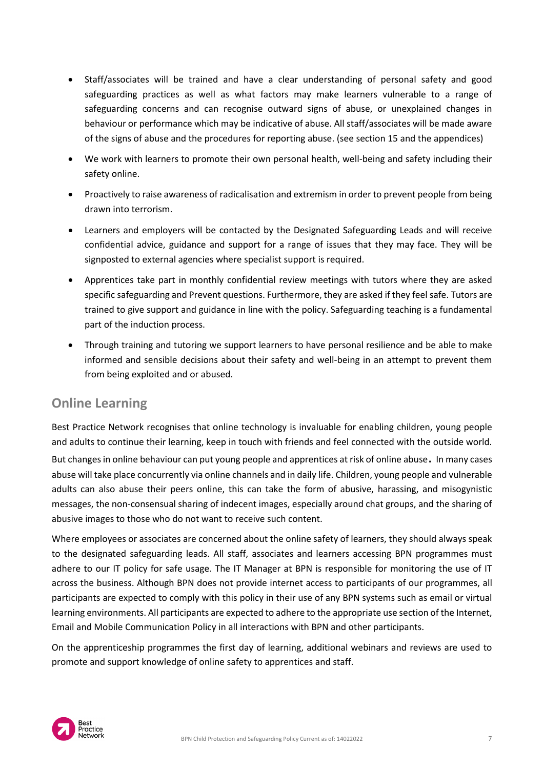- Staff/associates will be trained and have a clear understanding of personal safety and good safeguarding practices as well as what factors may make learners vulnerable to a range of safeguarding concerns and can recognise outward signs of abuse, or unexplained changes in behaviour or performance which may be indicative of abuse. All staff/associates will be made aware of the signs of abuse and the procedures for reporting abuse. (see section 15 and the appendices)
- We work with learners to promote their own personal health, well-being and safety including their safety online.
- Proactively to raise awareness of radicalisation and extremism in order to prevent people from being drawn into terrorism.
- Learners and employers will be contacted by the Designated Safeguarding Leads and will receive confidential advice, guidance and support for a range of issues that they may face. They will be signposted to external agencies where specialist support is required.
- Apprentices take part in monthly confidential review meetings with tutors where they are asked specific safeguarding and Prevent questions. Furthermore, they are asked if they feel safe. Tutors are trained to give support and guidance in line with the policy. Safeguarding teaching is a fundamental part of the induction process.
- Through training and tutoring we support learners to have personal resilience and be able to make informed and sensible decisions about their safety and well-being in an attempt to prevent them from being exploited and or abused.

## Online Learning

Best Practice Network recognises that online technology is invaluable for enabling children, young people and adults to continue their learning, keep in touch with friends and feel connected with the outside world. But changes in online behaviour can put young people and apprentices at risk of online abuse. In many cases abuse will take place concurrently via online channels and in daily life. Children, young people and vulnerable adults can also abuse their peers online, this can take the form of abusive, harassing, and misogynistic messages, the non-consensual sharing of indecent images, especially around chat groups, and the sharing of abusive images to those who do not want to receive such content.

Where employees or associates are concerned about the online safety of learners, they should always speak to the designated safeguarding leads. All staff, associates and learners accessing BPN programmes must adhere to our IT policy for safe usage. The IT Manager at BPN is responsible for monitoring the use of IT across the business. Although BPN does not provide internet access to participants of our programmes, all participants are expected to comply with this policy in their use of any BPN systems such as email or virtual learning environments. All participants are expected to adhere to the appropriate use section of the Internet, Email and Mobile Communication Policy in all interactions with BPN and other participants.

On the apprenticeship programmes the first day of learning, additional webinars and reviews are used to promote and support knowledge of online safety to apprentices and staff.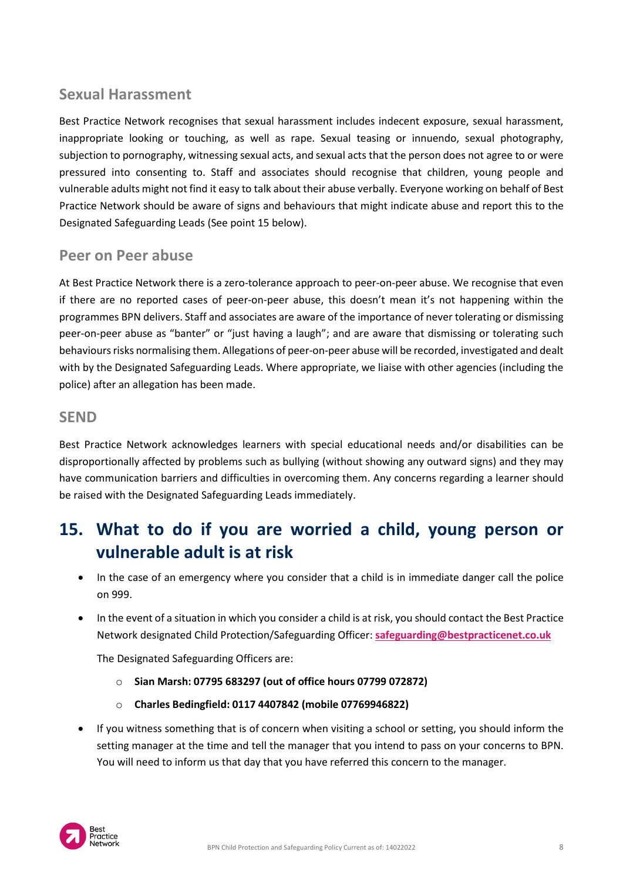### Sexual Harassment

Best Practice Network recognises that sexual harassment includes indecent exposure, sexual harassment, inappropriate looking or touching, as well as rape. Sexual teasing or innuendo, sexual photography, subjection to pornography, witnessing sexual acts, and sexual acts that the person does not agree to or were pressured into consenting to. Staff and associates should recognise that children, young people and vulnerable adults might not find it easy to talk about their abuse verbally. Everyone working on behalf of Best Practice Network should be aware of signs and behaviours that might indicate abuse and report this to the Designated Safeguarding Leads (See point 15 below).

### Peer on Peer abuse

At Best Practice Network there is a zero-tolerance approach to peer-on-peer abuse. We recognise that even if there are no reported cases of peer-on-peer abuse, this doesn't mean it's not happening within the programmes BPN delivers. Staff and associates are aware of the importance of never tolerating or dismissing peer-on-peer abuse as "banter" or "just having a laugh"; and are aware that dismissing or tolerating such behaviours risks normalising them. Allegations of peer-on-peer abuse will be recorded, investigated and dealt with by the Designated Safeguarding Leads. Where appropriate, we liaise with other agencies (including the police) after an allegation has been made.

### SEND

Best Practice Network acknowledges learners with special educational needs and/or disabilities can be disproportionally affected by problems such as bullying (without showing any outward signs) and they may have communication barriers and difficulties in overcoming them. Any concerns regarding a learner should be raised with the Designated Safeguarding Leads immediately.

## 15. What to do if you are worried a child, young person or vulnerable adult is at risk

- In the case of an emergency where you consider that a child is in immediate danger call the police on 999.
- In the event of a situation in which you consider a child is at risk, you should contact the Best Practice Network designated Child Protection/Safeguarding Officer: **safeguarding@bestpracticenet.co.uk**

  The Designated Safeguarding Officers are:

  - **Sian Marsh: 07795 683297 (out of office hours 07799 072872)**
  - **Charles Bedingfield: 0117 4407842 (mobile 07769946822)**

- If you witness something that is of concern when visiting a school or setting, you should inform the setting manager at the time and tell the manager that you intend to pass on your concerns to BPN. You will need to inform us that day that you have referred this concern to the manager.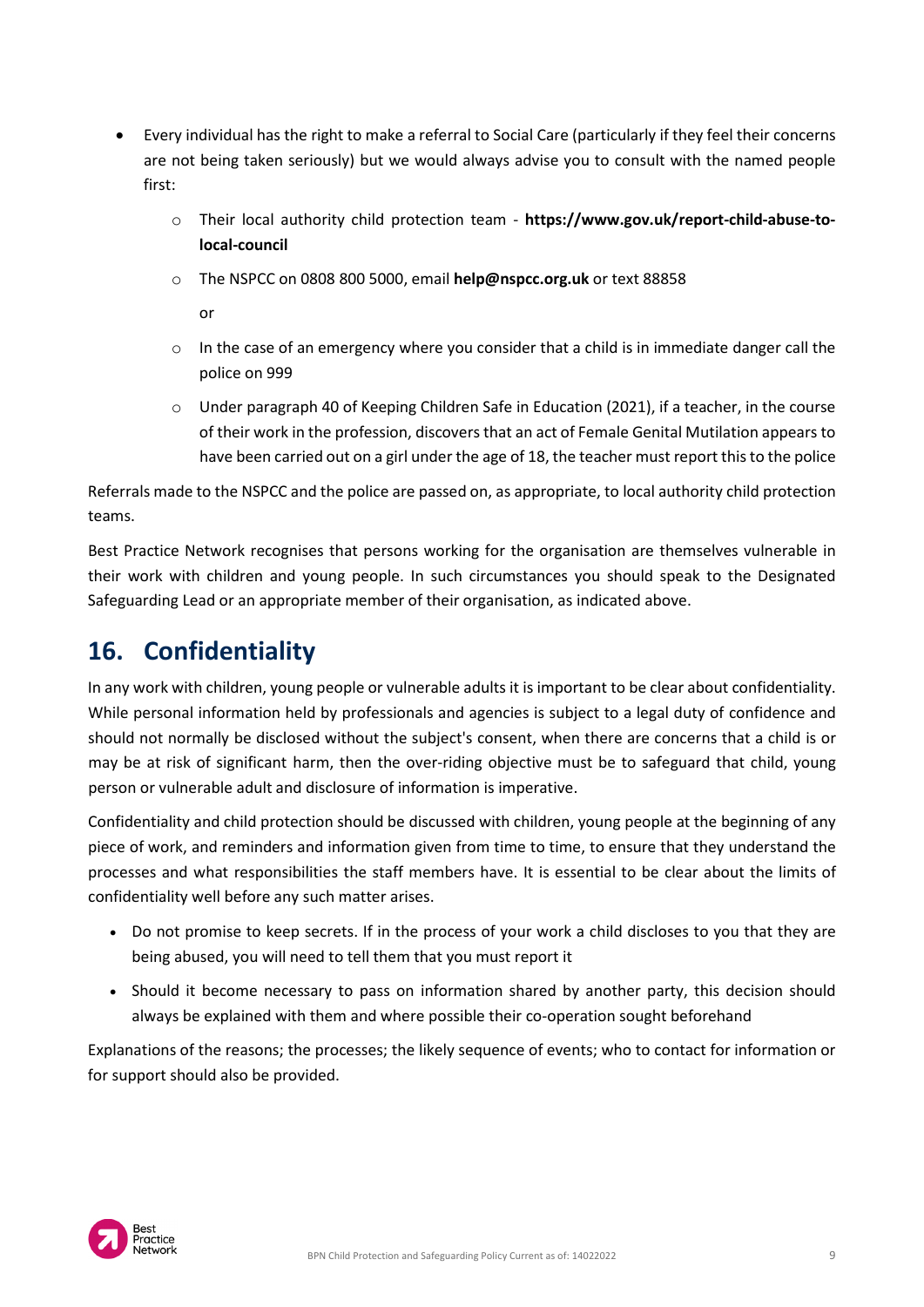- Every individual has the right to make a referral to Social Care (particularly if they feel their concerns are not being taken seriously) but we would always advise you to consult with the named people first:
    - Their local authority child protection team - **https://www.gov.uk/report-child-abuse-to-local-council**
    - The NSPCC on 0808 800 5000, email **help@nspcc.org.uk** or text 88858

      or

    - In the case of an emergency where you consider that a child is in immediate danger call the police on 999
    - Under paragraph 40 of Keeping Children Safe in Education (2021), if a teacher, in the course of their work in the profession, discovers that an act of Female Genital Mutilation appears to have been carried out on a girl under the age of 18, the teacher must report this to the police

Referrals made to the NSPCC and the police are passed on, as appropriate, to local authority child protection teams.

Best Practice Network recognises that persons working for the organisation are themselves vulnerable in their work with children and young people. In such circumstances you should speak to the Designated Safeguarding Lead or an appropriate member of their organisation, as indicated above.

## 16. Confidentiality

In any work with children, young people or vulnerable adults it is important to be clear about confidentiality. While personal information held by professionals and agencies is subject to a legal duty of confidence and should not normally be disclosed without the subject's consent, when there are concerns that a child is or may be at risk of significant harm, then the over-riding objective must be to safeguard that child, young person or vulnerable adult and disclosure of information is imperative.

Confidentiality and child protection should be discussed with children, young people at the beginning of any piece of work, and reminders and information given from time to time, to ensure that they understand the processes and what responsibilities the staff members have. It is essential to be clear about the limits of confidentiality well before any such matter arises.

- Do not promise to keep secrets. If in the process of your work a child discloses to you that they are being abused, you will need to tell them that you must report it
- Should it become necessary to pass on information shared by another party, this decision should always be explained with them and where possible their co-operation sought beforehand

Explanations of the reasons; the processes; the likely sequence of events; who to contact for information or for support should also be provided.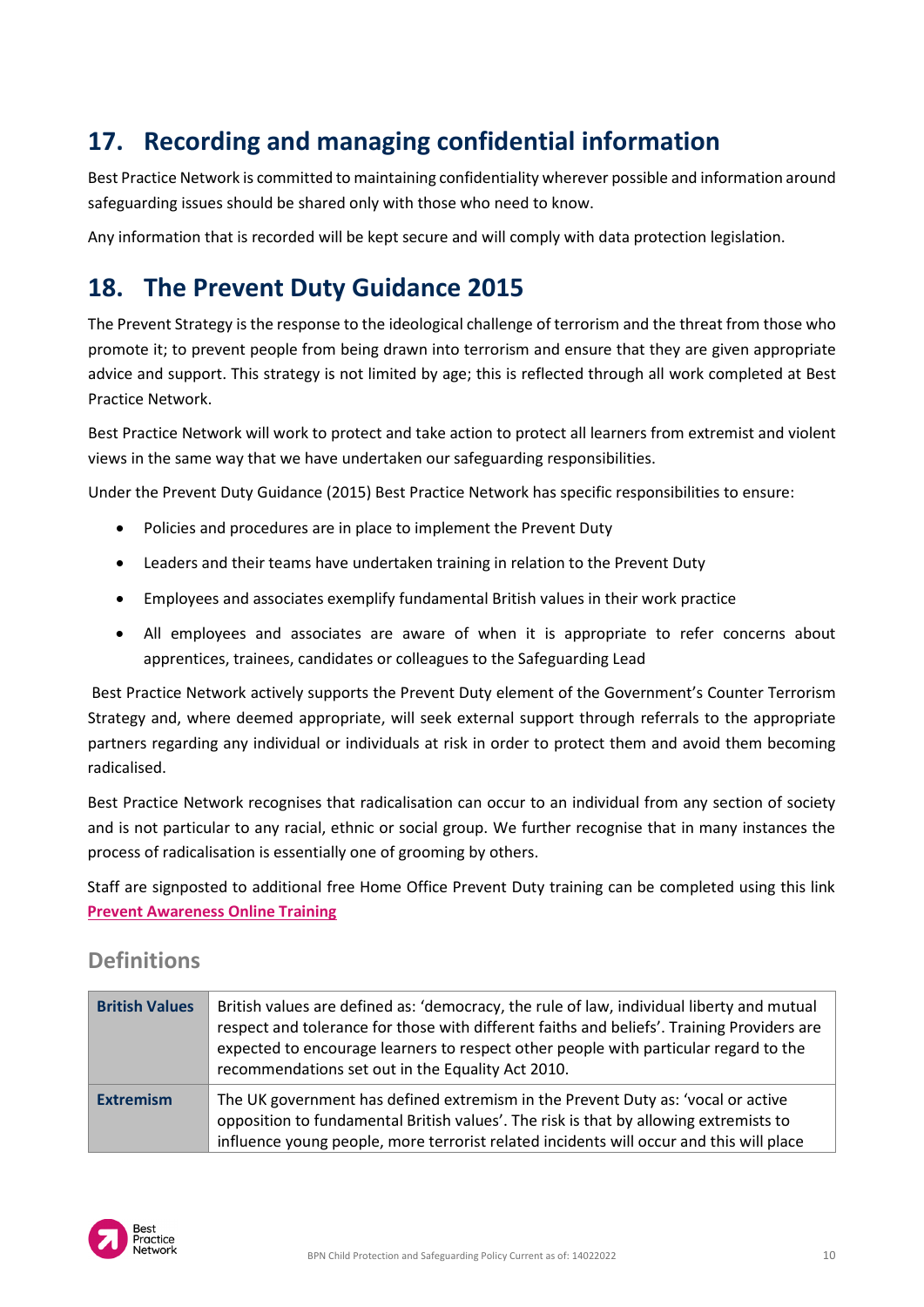## 17. Recording and managing confidential information

Best Practice Network is committed to maintaining confidentiality wherever possible and information around safeguarding issues should be shared only with those who need to know.

Any information that is recorded will be kept secure and will comply with data protection legislation.

## 18. The Prevent Duty Guidance 2015

The Prevent Strategy is the response to the ideological challenge of terrorism and the threat from those who promote it; to prevent people from being drawn into terrorism and ensure that they are given appropriate advice and support. This strategy is not limited by age; this is reflected through all work completed at Best Practice Network.

Best Practice Network will work to protect and take action to protect all learners from extremist and violent views in the same way that we have undertaken our safeguarding responsibilities.

Under the Prevent Duty Guidance (2015) Best Practice Network has specific responsibilities to ensure:

- Policies and procedures are in place to implement the Prevent Duty
- Leaders and their teams have undertaken training in relation to the Prevent Duty
- Employees and associates exemplify fundamental British values in their work practice
- All employees and associates are aware of when it is appropriate to refer concerns about apprentices, trainees, candidates or colleagues to the Safeguarding Lead

Best Practice Network actively supports the Prevent Duty element of the Government's Counter Terrorism Strategy and, where deemed appropriate, will seek external support through referrals to the appropriate partners regarding any individual or individuals at risk in order to protect them and avoid them becoming radicalised.

Best Practice Network recognises that radicalisation can occur to an individual from any section of society and is not particular to any racial, ethnic or social group. We further recognise that in many instances the process of radicalisation is essentially one of grooming by others.

Staff are signposted to additional free Home Office Prevent Duty training can be completed using this link **Prevent Awareness Online Training**

### Definitions

| | |
|---|---|
| **British Values** | British values are defined as: 'democracy, the rule of law, individual liberty and mutual respect and tolerance for those with different faiths and beliefs'. Training Providers are expected to encourage learners to respect other people with particular regard to the recommendations set out in the Equality Act 2010. |
| **Extremism** | The UK government has defined extremism in the Prevent Duty as: 'vocal or active opposition to fundamental British values'. The risk is that by allowing extremists to influence young people, more terrorist related incidents will occur and this will place |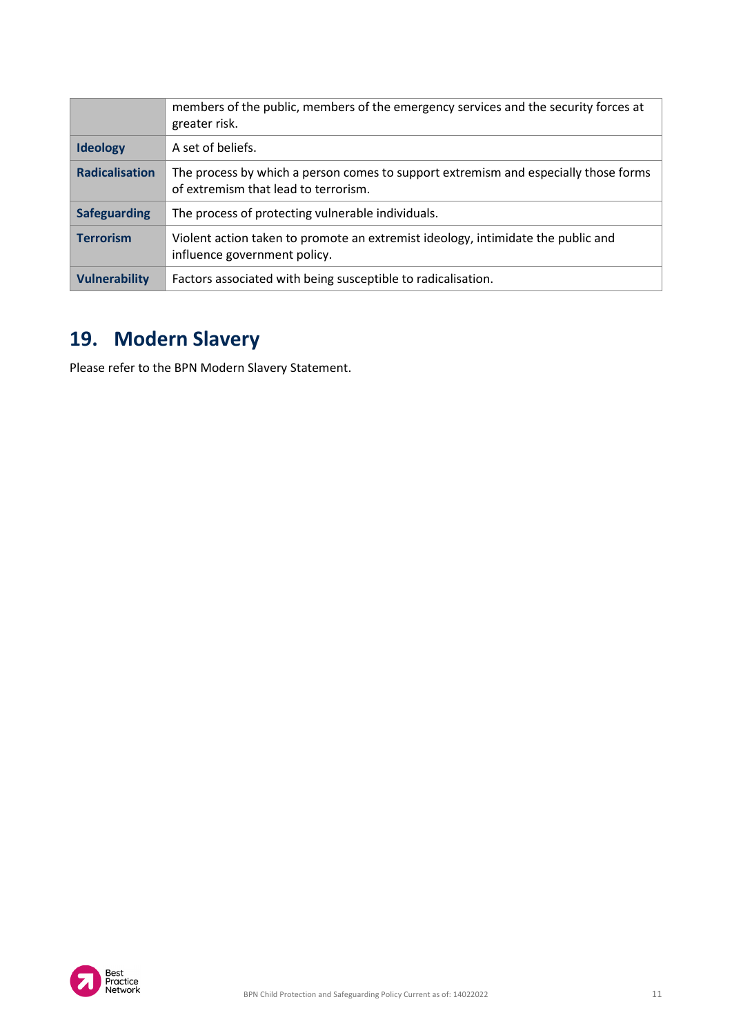| | |
|---|---|
| | members of the public, members of the emergency services and the security forces at greater risk. |
| **Ideology** | A set of beliefs. |
| **Radicalisation** | The process by which a person comes to support extremism and especially those forms of extremism that lead to terrorism. |
| **Safeguarding** | The process of protecting vulnerable individuals. |
| **Terrorism** | Violent action taken to promote an extremist ideology, intimidate the public and influence government policy. |
| **Vulnerability** | Factors associated with being susceptible to radicalisation. |

## 19. Modern Slavery

Please refer to the BPN Modern Slavery Statement.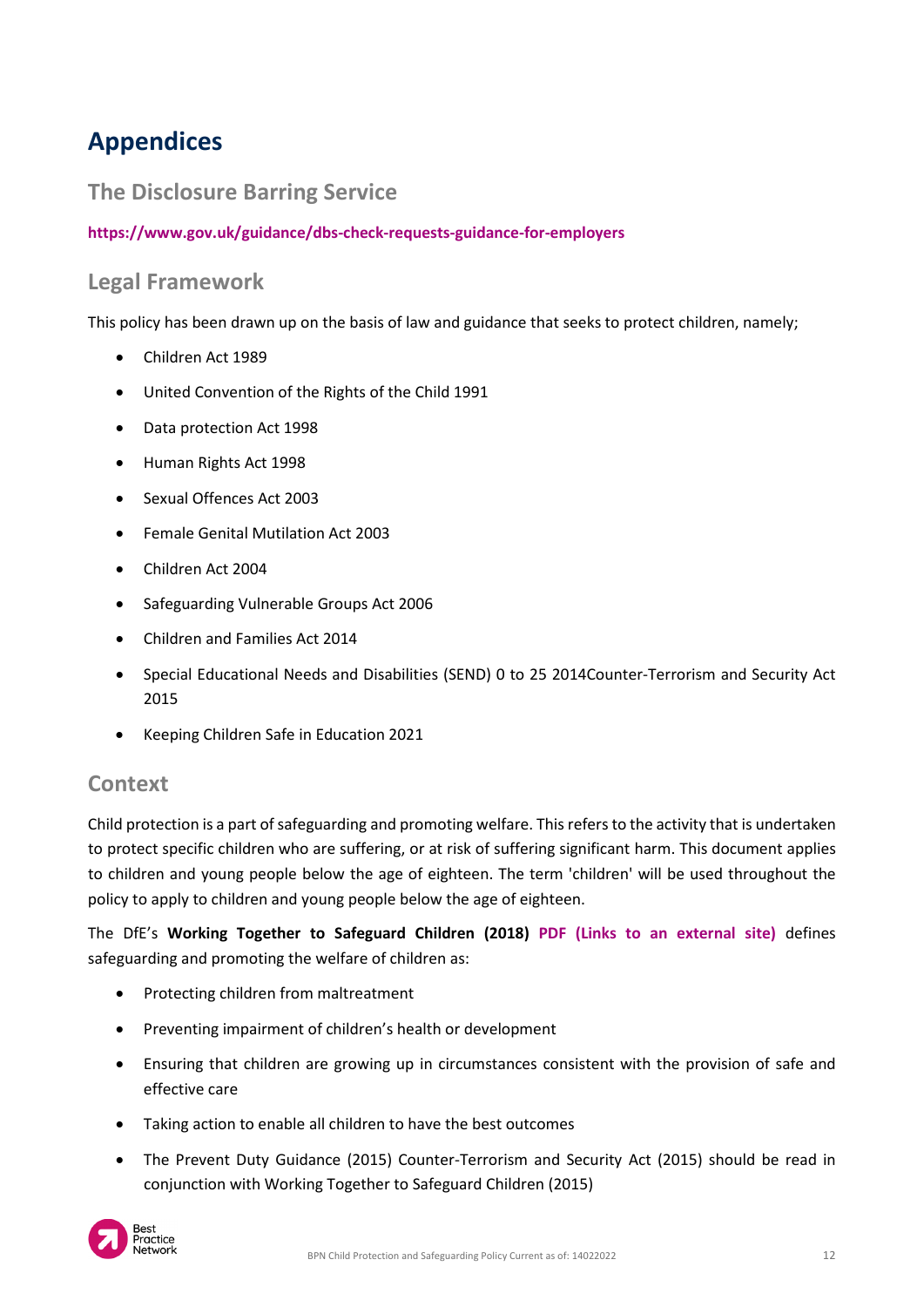# Appendices

## The Disclosure Barring Service

**https://www.gov.uk/guidance/dbs-check-requests-guidance-for-employers**

## Legal Framework

This policy has been drawn up on the basis of law and guidance that seeks to protect children, namely;

- Children Act 1989
- United Convention of the Rights of the Child 1991
- Data protection Act 1998
- Human Rights Act 1998
- Sexual Offences Act 2003
- Female Genital Mutilation Act 2003
- Children Act 2004
- Safeguarding Vulnerable Groups Act 2006
- Children and Families Act 2014
- Special Educational Needs and Disabilities (SEND) 0 to 25 2014Counter-Terrorism and Security Act 2015
- Keeping Children Safe in Education 2021

## Context

Child protection is a part of safeguarding and promoting welfare. This refers to the activity that is undertaken to protect specific children who are suffering, or at risk of suffering significant harm. This document applies to children and young people below the age of eighteen. The term 'children' will be used throughout the policy to apply to children and young people below the age of eighteen.

The DfE's **Working Together to Safeguard Children (2018)** **PDF (Links to an external site)** defines safeguarding and promoting the welfare of children as:

- Protecting children from maltreatment
- Preventing impairment of children's health or development
- Ensuring that children are growing up in circumstances consistent with the provision of safe and effective care
- Taking action to enable all children to have the best outcomes
- The Prevent Duty Guidance (2015) Counter-Terrorism and Security Act (2015) should be read in conjunction with Working Together to Safeguard Children (2015)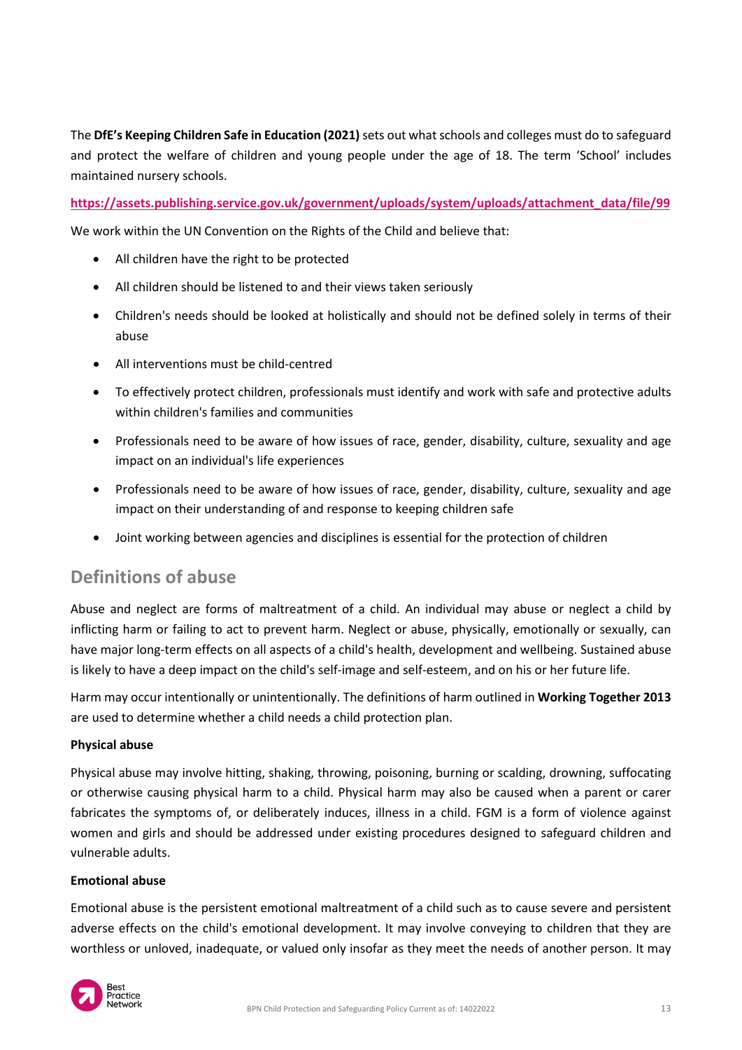The **DfE's Keeping Children Safe in Education (2021)** sets out what schools and colleges must do to safeguard and protect the welfare of children and young people under the age of 18. The term 'School' includes maintained nursery schools.

**https://assets.publishing.service.gov.uk/government/uploads/system/uploads/attachment_data/file/99**

We work within the UN Convention on the Rights of the Child and believe that:

- All children have the right to be protected
- All children should be listened to and their views taken seriously
- Children's needs should be looked at holistically and should not be defined solely in terms of their abuse
- All interventions must be child-centred
- To effectively protect children, professionals must identify and work with safe and protective adults within children's families and communities
- Professionals need to be aware of how issues of race, gender, disability, culture, sexuality and age impact on an individual's life experiences
- Professionals need to be aware of how issues of race, gender, disability, culture, sexuality and age impact on their understanding of and response to keeping children safe
- Joint working between agencies and disciplines is essential for the protection of children

## Definitions of abuse

Abuse and neglect are forms of maltreatment of a child. An individual may abuse or neglect a child by inflicting harm or failing to act to prevent harm. Neglect or abuse, physically, emotionally or sexually, can have major long-term effects on all aspects of a child's health, development and wellbeing. Sustained abuse is likely to have a deep impact on the child's self-image and self-esteem, and on his or her future life.

Harm may occur intentionally or unintentionally. The definitions of harm outlined in **Working Together 2013** are used to determine whether a child needs a child protection plan.

**Physical abuse**

Physical abuse may involve hitting, shaking, throwing, poisoning, burning or scalding, drowning, suffocating or otherwise causing physical harm to a child. Physical harm may also be caused when a parent or carer fabricates the symptoms of, or deliberately induces, illness in a child. FGM is a form of violence against women and girls and should be addressed under existing procedures designed to safeguard children and vulnerable adults.

**Emotional abuse**

Emotional abuse is the persistent emotional maltreatment of a child such as to cause severe and persistent adverse effects on the child's emotional development. It may involve conveying to children that they are worthless or unloved, inadequate, or valued only insofar as they meet the needs of another person. It may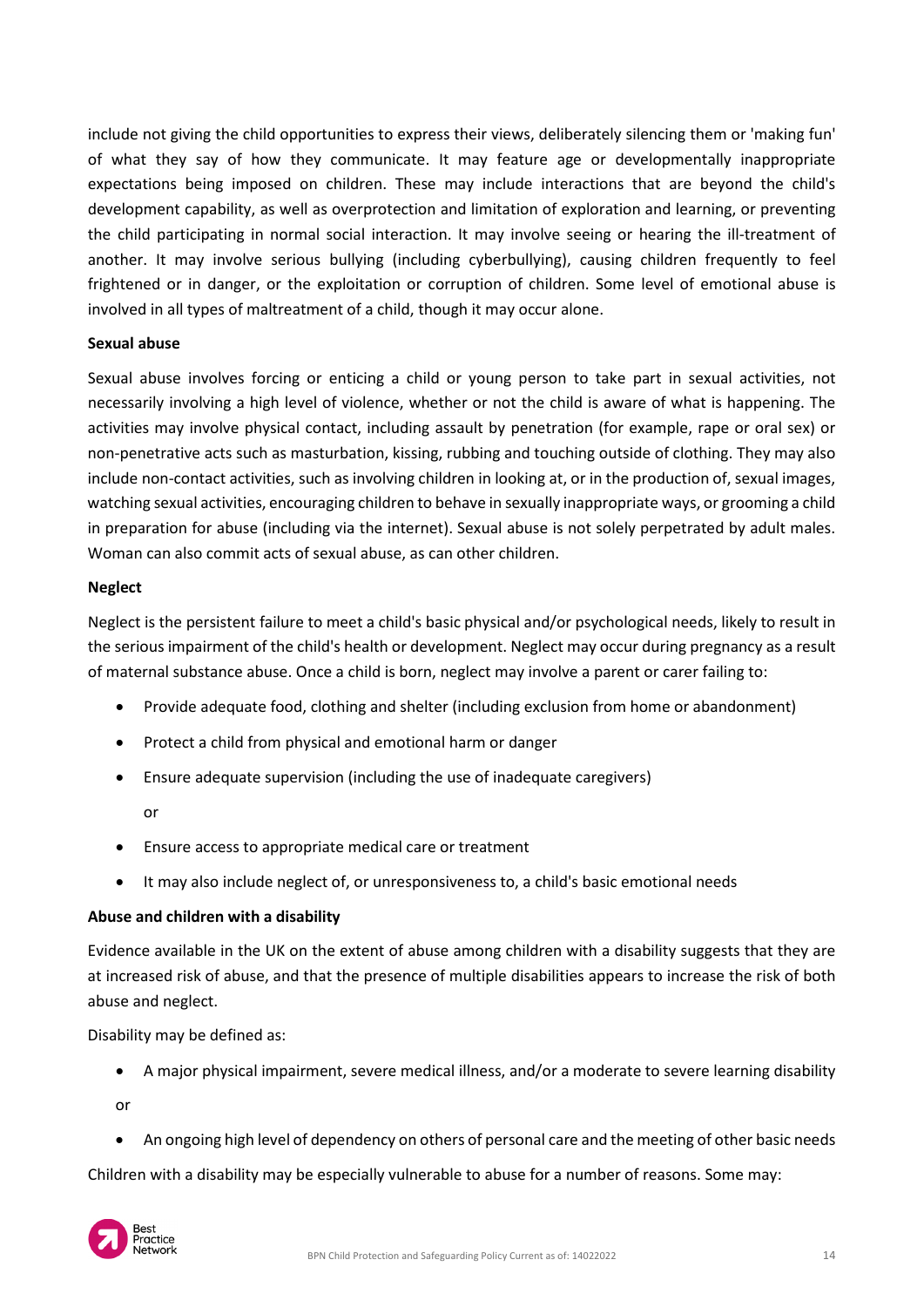include not giving the child opportunities to express their views, deliberately silencing them or 'making fun' of what they say of how they communicate. It may feature age or developmentally inappropriate expectations being imposed on children. These may include interactions that are beyond the child's development capability, as well as overprotection and limitation of exploration and learning, or preventing the child participating in normal social interaction. It may involve seeing or hearing the ill-treatment of another. It may involve serious bullying (including cyberbullying), causing children frequently to feel frightened or in danger, or the exploitation or corruption of children. Some level of emotional abuse is involved in all types of maltreatment of a child, though it may occur alone.

**Sexual abuse**

Sexual abuse involves forcing or enticing a child or young person to take part in sexual activities, not necessarily involving a high level of violence, whether or not the child is aware of what is happening. The activities may involve physical contact, including assault by penetration (for example, rape or oral sex) or non-penetrative acts such as masturbation, kissing, rubbing and touching outside of clothing. They may also include non-contact activities, such as involving children in looking at, or in the production of, sexual images, watching sexual activities, encouraging children to behave in sexually inappropriate ways, or grooming a child in preparation for abuse (including via the internet). Sexual abuse is not solely perpetrated by adult males. Woman can also commit acts of sexual abuse, as can other children.

**Neglect**

Neglect is the persistent failure to meet a child's basic physical and/or psychological needs, likely to result in the serious impairment of the child's health or development. Neglect may occur during pregnancy as a result of maternal substance abuse. Once a child is born, neglect may involve a parent or carer failing to:

- Provide adequate food, clothing and shelter (including exclusion from home or abandonment)
- Protect a child from physical and emotional harm or danger
- Ensure adequate supervision (including the use of inadequate caregivers)

  or

- Ensure access to appropriate medical care or treatment
- It may also include neglect of, or unresponsiveness to, a child's basic emotional needs

**Abuse and children with a disability**

Evidence available in the UK on the extent of abuse among children with a disability suggests that they are at increased risk of abuse, and that the presence of multiple disabilities appears to increase the risk of both abuse and neglect.

Disability may be defined as:

- A major physical impairment, severe medical illness, and/or a moderate to severe learning disability

or

- An ongoing high level of dependency on others of personal care and the meeting of other basic needs

Children with a disability may be especially vulnerable to abuse for a number of reasons. Some may: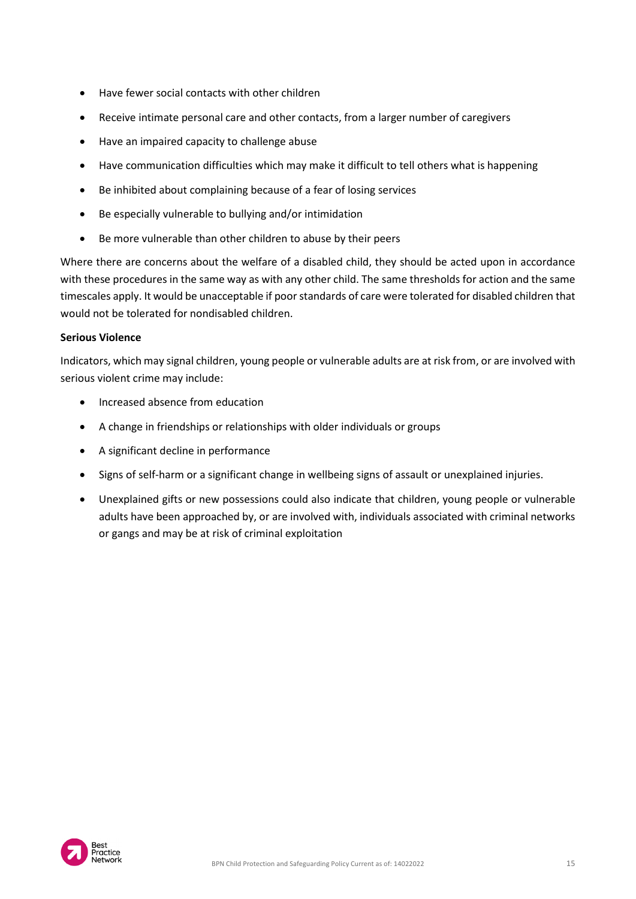- Have fewer social contacts with other children
- Receive intimate personal care and other contacts, from a larger number of caregivers
- Have an impaired capacity to challenge abuse
- Have communication difficulties which may make it difficult to tell others what is happening
- Be inhibited about complaining because of a fear of losing services
- Be especially vulnerable to bullying and/or intimidation
- Be more vulnerable than other children to abuse by their peers

Where there are concerns about the welfare of a disabled child, they should be acted upon in accordance with these procedures in the same way as with any other child. The same thresholds for action and the same timescales apply. It would be unacceptable if poor standards of care were tolerated for disabled children that would not be tolerated for nondisabled children.

**Serious Violence**

Indicators, which may signal children, young people or vulnerable adults are at risk from, or are involved with serious violent crime may include:

- Increased absence from education
- A change in friendships or relationships with older individuals or groups
- A significant decline in performance
- Signs of self-harm or a significant change in wellbeing signs of assault or unexplained injuries.
- Unexplained gifts or new possessions could also indicate that children, young people or vulnerable adults have been approached by, or are involved with, individuals associated with criminal networks or gangs and may be at risk of criminal exploitation